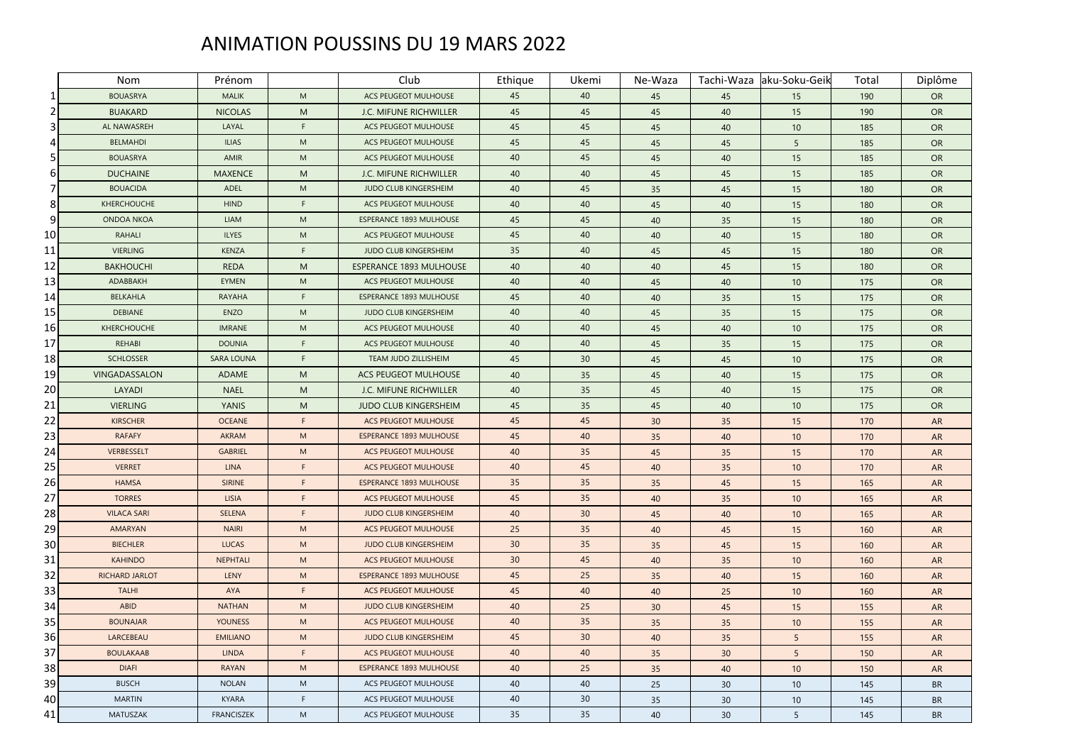# ANIMATION POUSSINS DU 19 MARS 2022

| | Nom | Prénom | | Club | Ethique | Ukemi | Ne-Waza | Tachi-Waza | aku-Soku-Geik | Total | Diplôme |
|---|---|---|---|---|---|---|---|---|---|---|---|
| 1 | BOUASRYA | MALIK | M | ACS PEUGEOT MULHOUSE | 45 | 40 | 45 | 45 | 15 | 190 | OR |
| 2 | BUAKARD | NICOLAS | M | J.C. MIFUNE RICHWILLER | 45 | 45 | 45 | 40 | 15 | 190 | OR |
| 3 | AL NAWASREH | LAYAL | F | ACS PEUGEOT MULHOUSE | 45 | 45 | 45 | 40 | 10 | 185 | OR |
| 4 | BELMAHDI | ILIAS | M | ACS PEUGEOT MULHOUSE | 45 | 45 | 45 | 45 | 5 | 185 | OR |
| 5 | BOUASRYA | AMIR | M | ACS PEUGEOT MULHOUSE | 40 | 45 | 45 | 40 | 15 | 185 | OR |
| 6 | DUCHAINE | MAXENCE | M | J.C. MIFUNE RICHWILLER | 40 | 40 | 45 | 45 | 15 | 185 | OR |
| 7 | BOUACIDA | ADEL | M | JUDO CLUB KINGERSHEIM | 40 | 45 | 35 | 45 | 15 | 180 | OR |
| 8 | KHERCHOUCHE | HIND | F | ACS PEUGEOT MULHOUSE | 40 | 40 | 45 | 40 | 15 | 180 | OR |
| 9 | ONDOA NKOA | LIAM | M | ESPERANCE 1893 MULHOUSE | 45 | 45 | 40 | 35 | 15 | 180 | OR |
| 10 | RAHALI | ILYES | M | ACS PEUGEOT MULHOUSE | 45 | 40 | 40 | 40 | 15 | 180 | OR |
| 11 | VIERLING | KENZA | F | JUDO CLUB KINGERSHEIM | 35 | 40 | 45 | 45 | 15 | 180 | OR |
| 12 | BAKHOUCHI | REDA | M | ESPERANCE 1893 MULHOUSE | 40 | 40 | 40 | 45 | 15 | 180 | OR |
| 13 | ADABBAKH | EYMEN | M | ACS PEUGEOT MULHOUSE | 40 | 40 | 45 | 40 | 10 | 175 | OR |
| 14 | BELKAHLA | RAYAHA | F | ESPERANCE 1893 MULHOUSE | 45 | 40 | 40 | 35 | 15 | 175 | OR |
| 15 | DEBIANE | ENZO | M | JUDO CLUB KINGERSHEIM | 40 | 40 | 45 | 35 | 15 | 175 | OR |
| 16 | KHERCHOUCHE | IMRANE | M | ACS PEUGEOT MULHOUSE | 40 | 40 | 45 | 40 | 10 | 175 | OR |
| 17 | REHABI | DOUNIA | F | ACS PEUGEOT MULHOUSE | 40 | 40 | 45 | 35 | 15 | 175 | OR |
| 18 | SCHLOSSER | SARA LOUNA | F | TEAM JUDO ZILLISHEIM | 45 | 30 | 45 | 45 | 10 | 175 | OR |
| 19 | VINGADASSALON | ADAME | M | ACS PEUGEOT MULHOUSE | 40 | 35 | 45 | 40 | 15 | 175 | OR |
| 20 | LAYADI | NAEL | M | J.C. MIFUNE RICHWILLER | 40 | 35 | 45 | 40 | 15 | 175 | OR |
| 21 | VIERLING | YANIS | M | JUDO CLUB KINGERSHEIM | 45 | 35 | 45 | 40 | 10 | 175 | OR |
| 22 | KIRSCHER | OCEANE | F | ACS PEUGEOT MULHOUSE | 45 | 45 | 30 | 35 | 15 | 170 | AR |
| 23 | RAFAFY | AKRAM | M | ESPERANCE 1893 MULHOUSE | 45 | 40 | 35 | 40 | 10 | 170 | AR |
| 24 | VERBESSELT | GABRIEL | M | ACS PEUGEOT MULHOUSE | 40 | 35 | 45 | 35 | 15 | 170 | AR |
| 25 | VERRET | LINA | F | ACS PEUGEOT MULHOUSE | 40 | 45 | 40 | 35 | 10 | 170 | AR |
| 26 | HAMSA | SIRINE | F | ESPERANCE 1893 MULHOUSE | 35 | 35 | 35 | 45 | 15 | 165 | AR |
| 27 | TORRES | LISIA | F | ACS PEUGEOT MULHOUSE | 45 | 35 | 40 | 35 | 10 | 165 | AR |
| 28 | VILACA SARI | SELENA | F | JUDO CLUB KINGERSHEIM | 40 | 30 | 45 | 40 | 10 | 165 | AR |
| 29 | AMARYAN | NAIRI | M | ACS PEUGEOT MULHOUSE | 25 | 35 | 40 | 45 | 15 | 160 | AR |
| 30 | BIECHLER | LUCAS | M | JUDO CLUB KINGERSHEIM | 30 | 35 | 35 | 45 | 15 | 160 | AR |
| 31 | KAHINDO | NEPHTALI | M | ACS PEUGEOT MULHOUSE | 30 | 45 | 40 | 35 | 10 | 160 | AR |
| 32 | RICHARD JARLOT | LENY | M | ESPERANCE 1893 MULHOUSE | 45 | 25 | 35 | 40 | 15 | 160 | AR |
| 33 | TALHI | AYA | F | ACS PEUGEOT MULHOUSE | 45 | 40 | 40 | 25 | 10 | 160 | AR |
| 34 | ABID | NATHAN | M | JUDO CLUB KINGERSHEIM | 40 | 25 | 30 | 45 | 15 | 155 | AR |
| 35 | BOUNAJAR | YOUNESS | M | ACS PEUGEOT MULHOUSE | 40 | 35 | 35 | 35 | 10 | 155 | AR |
| 36 | LARCEBEAU | EMILIANO | M | JUDO CLUB KINGERSHEIM | 45 | 30 | 40 | 35 | 5 | 155 | AR |
| 37 | BOULAKAAB | LINDA | F | ACS PEUGEOT MULHOUSE | 40 | 40 | 35 | 30 | 5 | 150 | AR |
| 38 | DIAFI | RAYAN | M | ESPERANCE 1893 MULHOUSE | 40 | 25 | 35 | 40 | 10 | 150 | AR |
| 39 | BUSCH | NOLAN | M | ACS PEUGEOT MULHOUSE | 40 | 40 | 25 | 30 | 10 | 145 | BR |
| 40 | MARTIN | KYARA | F | ACS PEUGEOT MULHOUSE | 40 | 30 | 35 | 30 | 10 | 145 | BR |
| 41 | MATUSZAK | FRANCISZEK | M | ACS PEUGEOT MULHOUSE | 35 | 35 | 40 | 30 | 5 | 145 | BR |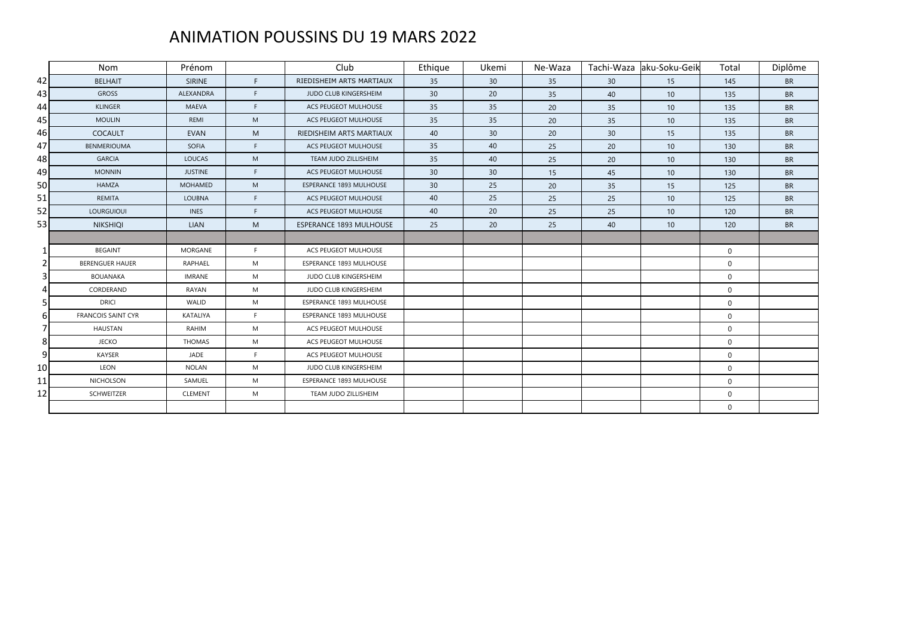# ANIMATION POUSSINS DU 19 MARS 2022

| | Nom | Prénom | | Club | Ethique | Ukemi | Ne-Waza | Tachi-Waza | aku-Soku-Geik | Total | Diplôme |
|---|---|---|---|---|---|---|---|---|---|---|---|
| 42 | BELHAIT | SIRINE | F | RIEDISHEIM ARTS MARTIAUX | 35 | 30 | 35 | 30 | 15 | 145 | BR |
| 43 | GROSS | ALEXANDRA | F | JUDO CLUB KINGERSHEIM | 30 | 20 | 35 | 40 | 10 | 135 | BR |
| 44 | KLINGER | MAEVA | F | ACS PEUGEOT MULHOUSE | 35 | 35 | 20 | 35 | 10 | 135 | BR |
| 45 | MOULIN | REMI | M | ACS PEUGEOT MULHOUSE | 35 | 35 | 20 | 35 | 10 | 135 | BR |
| 46 | COCAULT | EVAN | M | RIEDISHEIM ARTS MARTIAUX | 40 | 30 | 20 | 30 | 15 | 135 | BR |
| 47 | BENMERIOUMA | SOFIA | F | ACS PEUGEOT MULHOUSE | 35 | 40 | 25 | 20 | 10 | 130 | BR |
| 48 | GARCIA | LOUCAS | M | TEAM JUDO ZILLISHEIM | 35 | 40 | 25 | 20 | 10 | 130 | BR |
| 49 | MONNIN | JUSTINE | F | ACS PEUGEOT MULHOUSE | 30 | 30 | 15 | 45 | 10 | 130 | BR |
| 50 | HAMZA | MOHAMED | M | ESPERANCE 1893 MULHOUSE | 30 | 25 | 20 | 35 | 15 | 125 | BR |
| 51 | REMITA | LOUBNA | F | ACS PEUGEOT MULHOUSE | 40 | 25 | 25 | 25 | 10 | 125 | BR |
| 52 | LOURGUIOUI | INES | F | ACS PEUGEOT MULHOUSE | 40 | 20 | 25 | 25 | 10 | 120 | BR |
| 53 | NIKSHIQI | LIAN | M | ESPERANCE 1893 MULHOUSE | 25 | 20 | 25 | 40 | 10 | 120 | BR |
| | | | | | | | | | | | |
| 1 | BEGAINT | MORGANE | F | ACS PEUGEOT MULHOUSE | | | | | | 0 | |
| 2 | BERENGUER HAUER | RAPHAEL | M | ESPERANCE 1893 MULHOUSE | | | | | | 0 | |
| 3 | BOUANAKA | IMRANE | M | JUDO CLUB KINGERSHEIM | | | | | | 0 | |
| 4 | CORDERAND | RAYAN | M | JUDO CLUB KINGERSHEIM | | | | | | 0 | |
| 5 | DRICI | WALID | M | ESPERANCE 1893 MULHOUSE | | | | | | 0 | |
| 6 | FRANCOIS SAINT CYR | KATALIYA | F | ESPERANCE 1893 MULHOUSE | | | | | | 0 | |
| 7 | HAUSTAN | RAHIM | M | ACS PEUGEOT MULHOUSE | | | | | | 0 | |
| 8 | JECKO | THOMAS | M | ACS PEUGEOT MULHOUSE | | | | | | 0 | |
| 9 | KAYSER | JADE | F | ACS PEUGEOT MULHOUSE | | | | | | 0 | |
| 10 | LEON | NOLAN | M | JUDO CLUB KINGERSHEIM | | | | | | 0 | |
| 11 | NICHOLSON | SAMUEL | M | ESPERANCE 1893 MULHOUSE | | | | | | 0 | |
| 12 | SCHWEITZER | CLEMENT | M | TEAM JUDO ZILLISHEIM | | | | | | 0 | |
| | | | | | | | | | | 0 | |